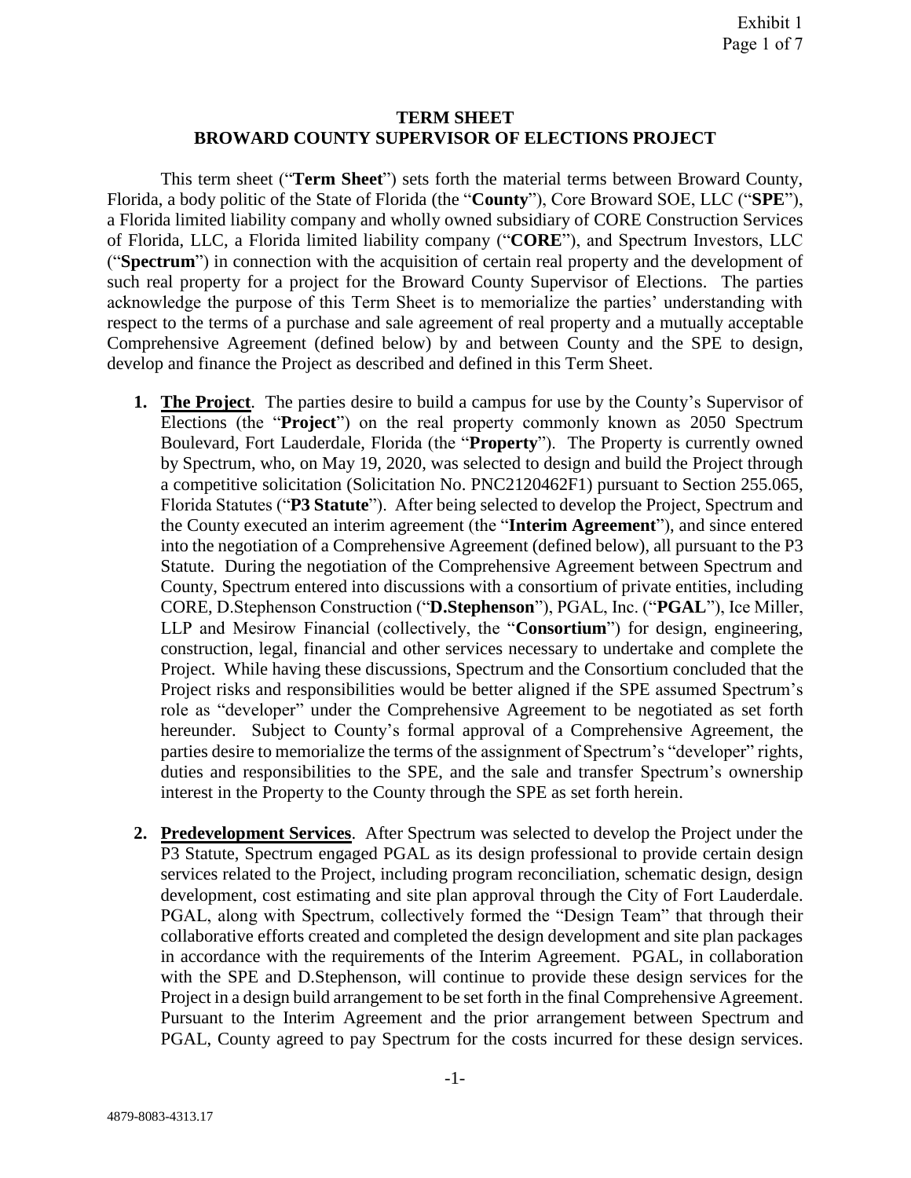# TERM SHEET
# BROWARD COUNTY SUPERVISOR OF ELECTIONS PROJECT

This term sheet ("**Term Sheet**") sets forth the material terms between Broward County, Florida, a body politic of the State of Florida (the "**County**"), Core Broward SOE, LLC ("**SPE**"), a Florida limited liability company and wholly owned subsidiary of CORE Construction Services of Florida, LLC, a Florida limited liability company ("**CORE**"), and Spectrum Investors, LLC ("**Spectrum**") in connection with the acquisition of certain real property and the development of such real property for a project for the Broward County Supervisor of Elections. The parties acknowledge the purpose of this Term Sheet is to memorialize the parties' understanding with respect to the terms of a purchase and sale agreement of real property and a mutually acceptable Comprehensive Agreement (defined below) by and between County and the SPE to design, develop and finance the Project as described and defined in this Term Sheet.

1. **The Project**. The parties desire to build a campus for use by the County's Supervisor of Elections (the "**Project**") on the real property commonly known as 2050 Spectrum Boulevard, Fort Lauderdale, Florida (the "**Property**"). The Property is currently owned by Spectrum, who, on May 19, 2020, was selected to design and build the Project through a competitive solicitation (Solicitation No. PNC2120462F1) pursuant to Section 255.065, Florida Statutes ("**P3 Statute**"). After being selected to develop the Project, Spectrum and the County executed an interim agreement (the "**Interim Agreement**"), and since entered into the negotiation of a Comprehensive Agreement (defined below), all pursuant to the P3 Statute. During the negotiation of the Comprehensive Agreement between Spectrum and County, Spectrum entered into discussions with a consortium of private entities, including CORE, D.Stephenson Construction ("**D.Stephenson**"), PGAL, Inc. ("**PGAL**"), Ice Miller, LLP and Mesirow Financial (collectively, the "**Consortium**") for design, engineering, construction, legal, financial and other services necessary to undertake and complete the Project. While having these discussions, Spectrum and the Consortium concluded that the Project risks and responsibilities would be better aligned if the SPE assumed Spectrum's role as "developer" under the Comprehensive Agreement to be negotiated as set forth hereunder. Subject to County's formal approval of a Comprehensive Agreement, the parties desire to memorialize the terms of the assignment of Spectrum's "developer" rights, duties and responsibilities to the SPE, and the sale and transfer Spectrum's ownership interest in the Property to the County through the SPE as set forth herein.

2. **Predevelopment Services**. After Spectrum was selected to develop the Project under the P3 Statute, Spectrum engaged PGAL as its design professional to provide certain design services related to the Project, including program reconciliation, schematic design, design development, cost estimating and site plan approval through the City of Fort Lauderdale. PGAL, along with Spectrum, collectively formed the "Design Team" that through their collaborative efforts created and completed the design development and site plan packages in accordance with the requirements of the Interim Agreement. PGAL, in collaboration with the SPE and D.Stephenson, will continue to provide these design services for the Project in a design build arrangement to be set forth in the final Comprehensive Agreement. Pursuant to the Interim Agreement and the prior arrangement between Spectrum and PGAL, County agreed to pay Spectrum for the costs incurred for these design services.

4879-8083-4313.17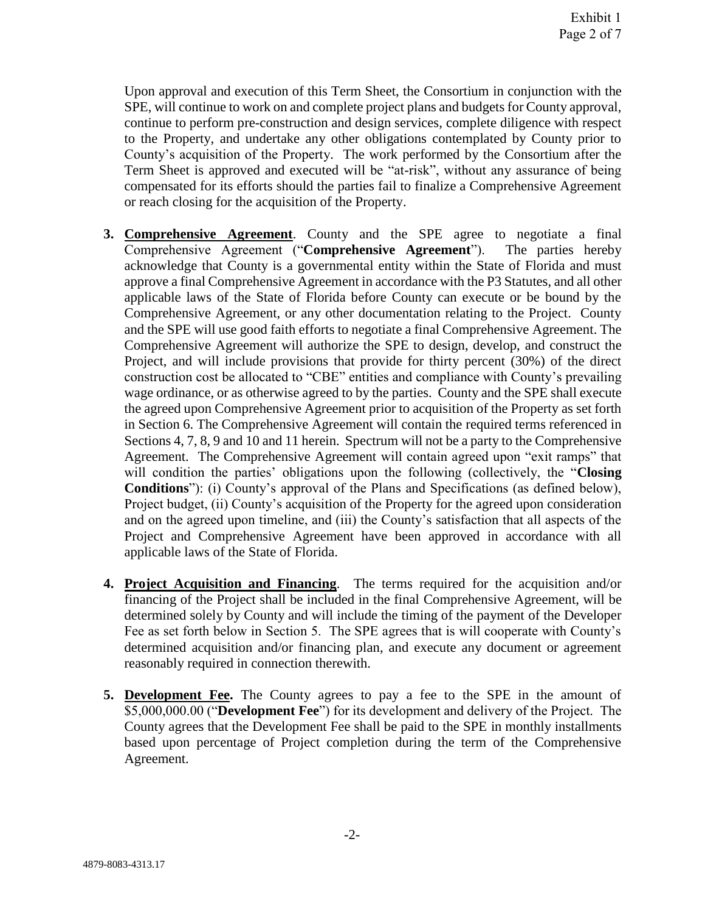Upon approval and execution of this Term Sheet, the Consortium in conjunction with the SPE, will continue to work on and complete project plans and budgets for County approval, continue to perform pre-construction and design services, complete diligence with respect to the Property, and undertake any other obligations contemplated by County prior to County's acquisition of the Property. The work performed by the Consortium after the Term Sheet is approved and executed will be "at-risk", without any assurance of being compensated for its efforts should the parties fail to finalize a Comprehensive Agreement or reach closing for the acquisition of the Property.

3. **Comprehensive Agreement**. County and the SPE agree to negotiate a final Comprehensive Agreement ("**Comprehensive Agreement**"). The parties hereby acknowledge that County is a governmental entity within the State of Florida and must approve a final Comprehensive Agreement in accordance with the P3 Statutes, and all other applicable laws of the State of Florida before County can execute or be bound by the Comprehensive Agreement, or any other documentation relating to the Project. County and the SPE will use good faith efforts to negotiate a final Comprehensive Agreement. The Comprehensive Agreement will authorize the SPE to design, develop, and construct the Project, and will include provisions that provide for thirty percent (30%) of the direct construction cost be allocated to "CBE" entities and compliance with County's prevailing wage ordinance, or as otherwise agreed to by the parties. County and the SPE shall execute the agreed upon Comprehensive Agreement prior to acquisition of the Property as set forth in Section 6. The Comprehensive Agreement will contain the required terms referenced in Sections 4, 7, 8, 9 and 10 and 11 herein. Spectrum will not be a party to the Comprehensive Agreement. The Comprehensive Agreement will contain agreed upon "exit ramps" that will condition the parties' obligations upon the following (collectively, the "**Closing Conditions**"): (i) County's approval of the Plans and Specifications (as defined below), Project budget, (ii) County's acquisition of the Property for the agreed upon consideration and on the agreed upon timeline, and (iii) the County's satisfaction that all aspects of the Project and Comprehensive Agreement have been approved in accordance with all applicable laws of the State of Florida.

4. **Project Acquisition and Financing**. The terms required for the acquisition and/or financing of the Project shall be included in the final Comprehensive Agreement, will be determined solely by County and will include the timing of the payment of the Developer Fee as set forth below in Section 5. The SPE agrees that is will cooperate with County's determined acquisition and/or financing plan, and execute any document or agreement reasonably required in connection therewith.

5. **Development Fee.** The County agrees to pay a fee to the SPE in the amount of \$5,000,000.00 ("**Development Fee**") for its development and delivery of the Project. The County agrees that the Development Fee shall be paid to the SPE in monthly installments based upon percentage of Project completion during the term of the Comprehensive Agreement.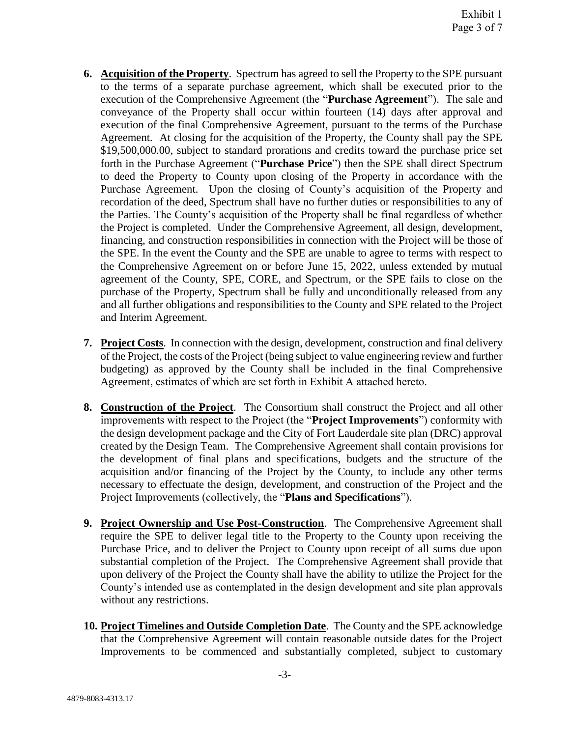6. **Acquisition of the Property**. Spectrum has agreed to sell the Property to the SPE pursuant to the terms of a separate purchase agreement, which shall be executed prior to the execution of the Comprehensive Agreement (the "**Purchase Agreement**"). The sale and conveyance of the Property shall occur within fourteen (14) days after approval and execution of the final Comprehensive Agreement, pursuant to the terms of the Purchase Agreement. At closing for the acquisition of the Property, the County shall pay the SPE $19,500,000.00, subject to standard prorations and credits toward the purchase price set forth in the Purchase Agreement ("**Purchase Price**") then the SPE shall direct Spectrum to deed the Property to County upon closing of the Property in accordance with the Purchase Agreement. Upon the closing of County's acquisition of the Property and recordation of the deed, Spectrum shall have no further duties or responsibilities to any of the Parties. The County's acquisition of the Property shall be final regardless of whether the Project is completed. Under the Comprehensive Agreement, all design, development, financing, and construction responsibilities in connection with the Project will be those of the SPE. In the event the County and the SPE are unable to agree to terms with respect to the Comprehensive Agreement on or before June 15, 2022, unless extended by mutual agreement of the County, SPE, CORE, and Spectrum, or the SPE fails to close on the purchase of the Property, Spectrum shall be fully and unconditionally released from any and all further obligations and responsibilities to the County and SPE related to the Project and Interim Agreement.

7. **Project Costs**. In connection with the design, development, construction and final delivery of the Project, the costs of the Project (being subject to value engineering review and further budgeting) as approved by the County shall be included in the final Comprehensive Agreement, estimates of which are set forth in Exhibit A attached hereto.

8. **Construction of the Project**. The Consortium shall construct the Project and all other improvements with respect to the Project (the "**Project Improvements**") conformity with the design development package and the City of Fort Lauderdale site plan (DRC) approval created by the Design Team. The Comprehensive Agreement shall contain provisions for the development of final plans and specifications, budgets and the structure of the acquisition and/or financing of the Project by the County, to include any other terms necessary to effectuate the design, development, and construction of the Project and the Project Improvements (collectively, the "**Plans and Specifications**").

9. **Project Ownership and Use Post-Construction**. The Comprehensive Agreement shall require the SPE to deliver legal title to the Property to the County upon receiving the Purchase Price, and to deliver the Project to County upon receipt of all sums due upon substantial completion of the Project. The Comprehensive Agreement shall provide that upon delivery of the Project the County shall have the ability to utilize the Project for the County's intended use as contemplated in the design development and site plan approvals without any restrictions.

10. **Project Timelines and Outside Completion Date**. The County and the SPE acknowledge that the Comprehensive Agreement will contain reasonable outside dates for the Project Improvements to be commenced and substantially completed, subject to customary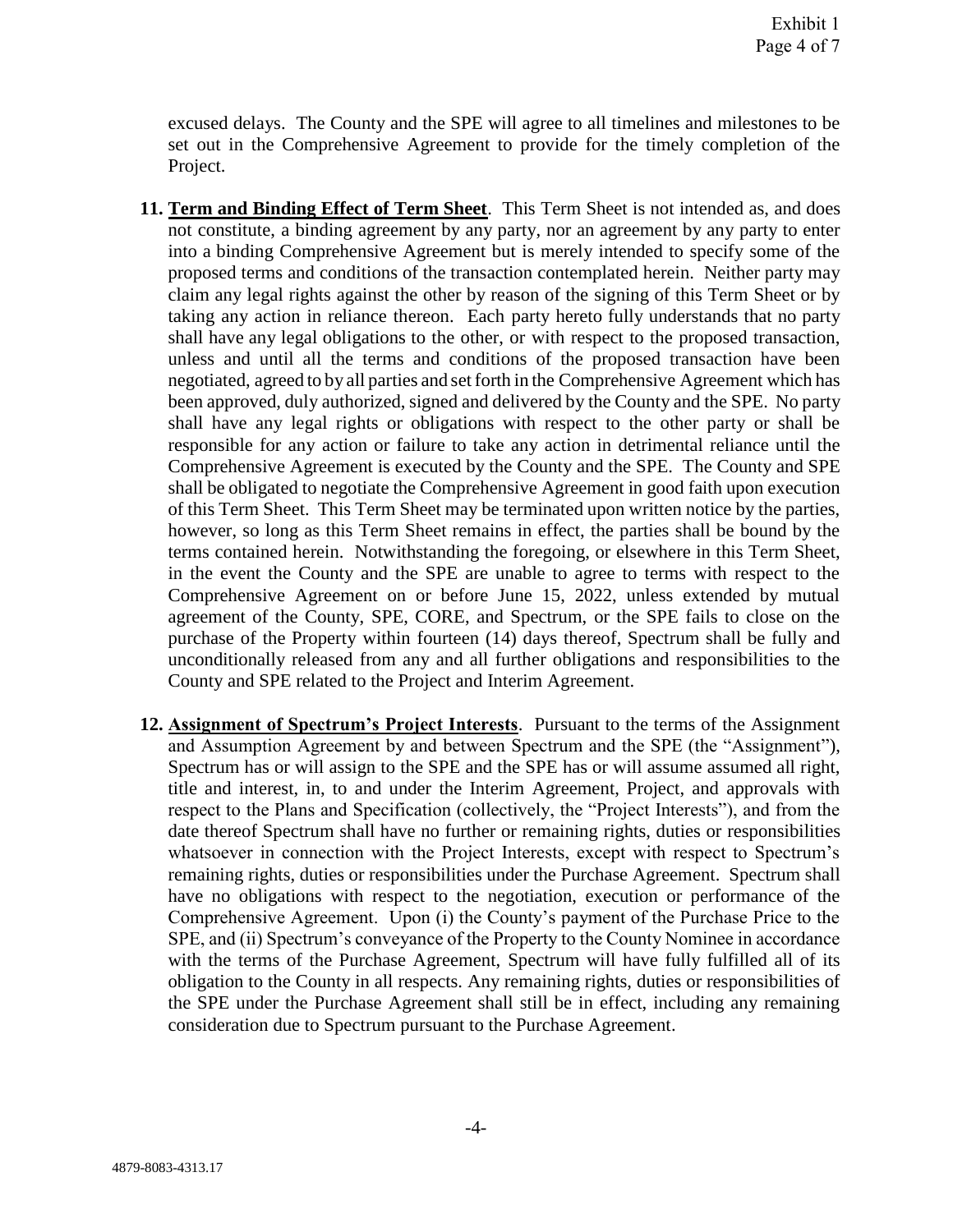excused delays. The County and the SPE will agree to all timelines and milestones to be set out in the Comprehensive Agreement to provide for the timely completion of the Project.

11. **Term and Binding Effect of Term Sheet**. This Term Sheet is not intended as, and does not constitute, a binding agreement by any party, nor an agreement by any party to enter into a binding Comprehensive Agreement but is merely intended to specify some of the proposed terms and conditions of the transaction contemplated herein. Neither party may claim any legal rights against the other by reason of the signing of this Term Sheet or by taking any action in reliance thereon. Each party hereto fully understands that no party shall have any legal obligations to the other, or with respect to the proposed transaction, unless and until all the terms and conditions of the proposed transaction have been negotiated, agreed to by all parties and set forth in the Comprehensive Agreement which has been approved, duly authorized, signed and delivered by the County and the SPE. No party shall have any legal rights or obligations with respect to the other party or shall be responsible for any action or failure to take any action in detrimental reliance until the Comprehensive Agreement is executed by the County and the SPE. The County and SPE shall be obligated to negotiate the Comprehensive Agreement in good faith upon execution of this Term Sheet. This Term Sheet may be terminated upon written notice by the parties, however, so long as this Term Sheet remains in effect, the parties shall be bound by the terms contained herein. Notwithstanding the foregoing, or elsewhere in this Term Sheet, in the event the County and the SPE are unable to agree to terms with respect to the Comprehensive Agreement on or before June 15, 2022, unless extended by mutual agreement of the County, SPE, CORE, and Spectrum, or the SPE fails to close on the purchase of the Property within fourteen (14) days thereof, Spectrum shall be fully and unconditionally released from any and all further obligations and responsibilities to the County and SPE related to the Project and Interim Agreement.

12. **Assignment of Spectrum's Project Interests**. Pursuant to the terms of the Assignment and Assumption Agreement by and between Spectrum and the SPE (the "Assignment"), Spectrum has or will assign to the SPE and the SPE has or will assume assumed all right, title and interest, in, to and under the Interim Agreement, Project, and approvals with respect to the Plans and Specification (collectively, the "Project Interests"), and from the date thereof Spectrum shall have no further or remaining rights, duties or responsibilities whatsoever in connection with the Project Interests, except with respect to Spectrum's remaining rights, duties or responsibilities under the Purchase Agreement. Spectrum shall have no obligations with respect to the negotiation, execution or performance of the Comprehensive Agreement. Upon (i) the County's payment of the Purchase Price to the SPE, and (ii) Spectrum's conveyance of the Property to the County Nominee in accordance with the terms of the Purchase Agreement, Spectrum will have fully fulfilled all of its obligation to the County in all respects. Any remaining rights, duties or responsibilities of the SPE under the Purchase Agreement shall still be in effect, including any remaining consideration due to Spectrum pursuant to the Purchase Agreement.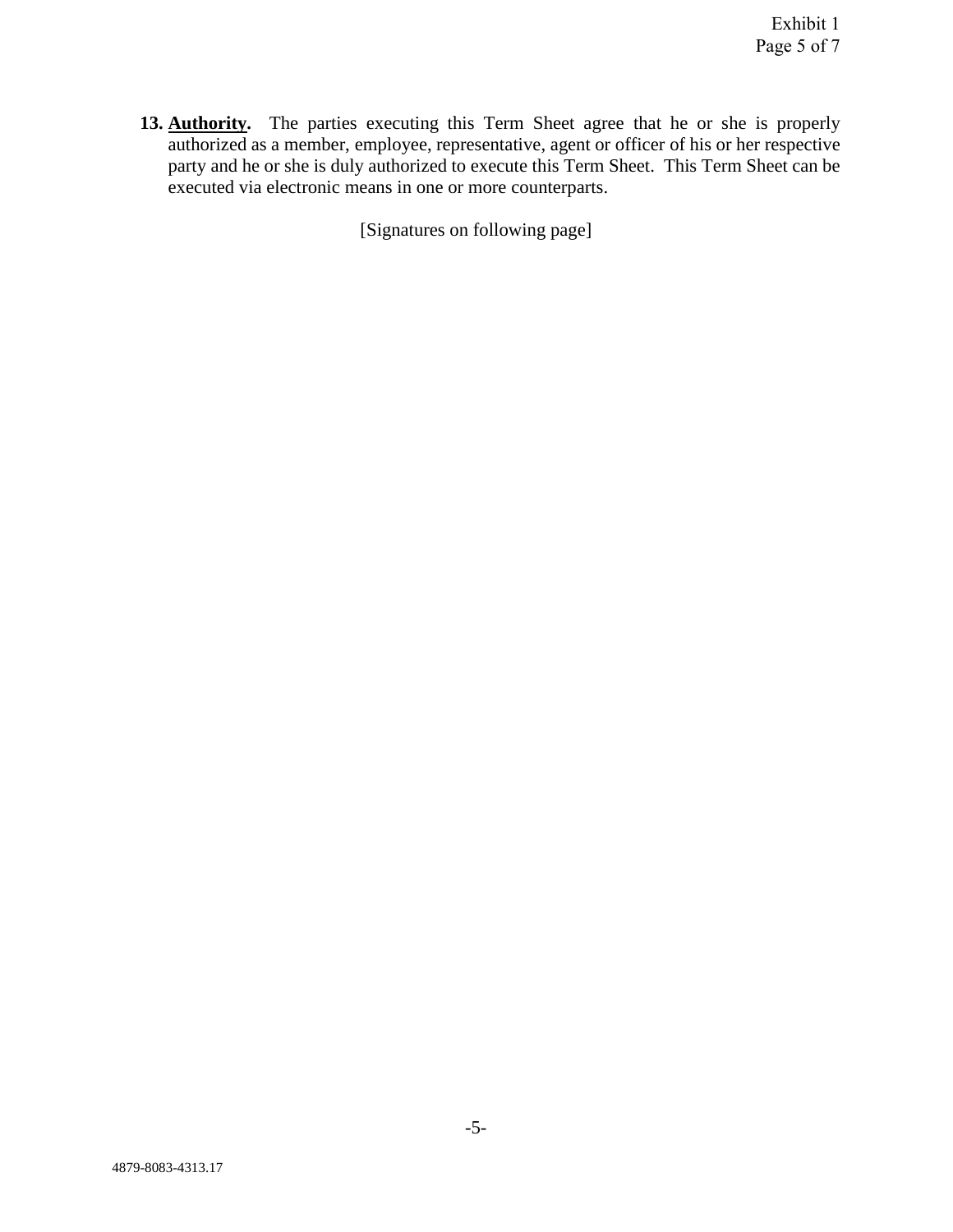13. **<u>Authority</u>.** The parties executing this Term Sheet agree that he or she is properly authorized as a member, employee, representative, agent or officer of his or her respective party and he or she is duly authorized to execute this Term Sheet. This Term Sheet can be executed via electronic means in one or more counterparts.

[Signatures on following page]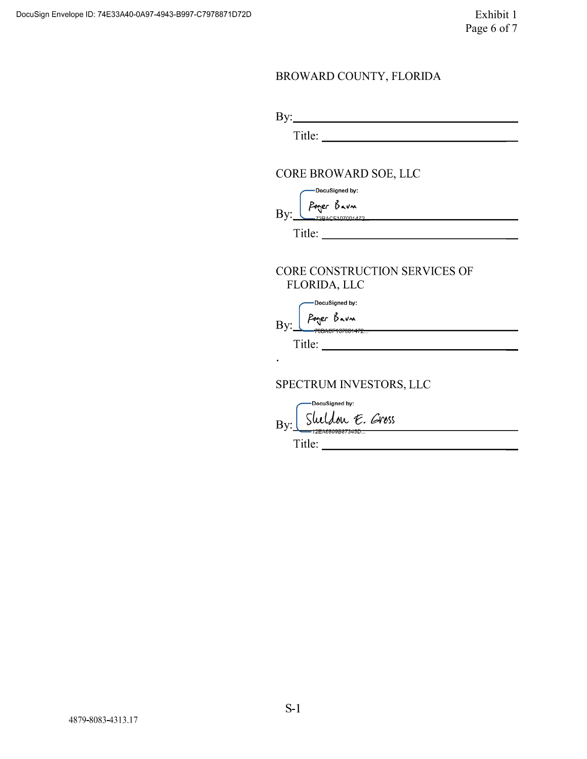BROWARD COUNTY, FLORIDA

By: ____________________________________

Title: ____________________________________

CORE BROWARD SOE, LLC

By: DocuSigned by: Roger Baum 73BACF107001472...

Title: ____________________________________

CORE CONSTRUCTION SERVICES OF FLORIDA, LLC

By: DocuSigned by: Roger Baum 73BACF107001472...

Title: ____________________________________

.

SPECTRUM INVESTORS, LLC

By: DocuSigned by: Sheldon E. Gross 12EA6809B87345D...

Title: ____________________________________

S-1

4879-8083-4313.17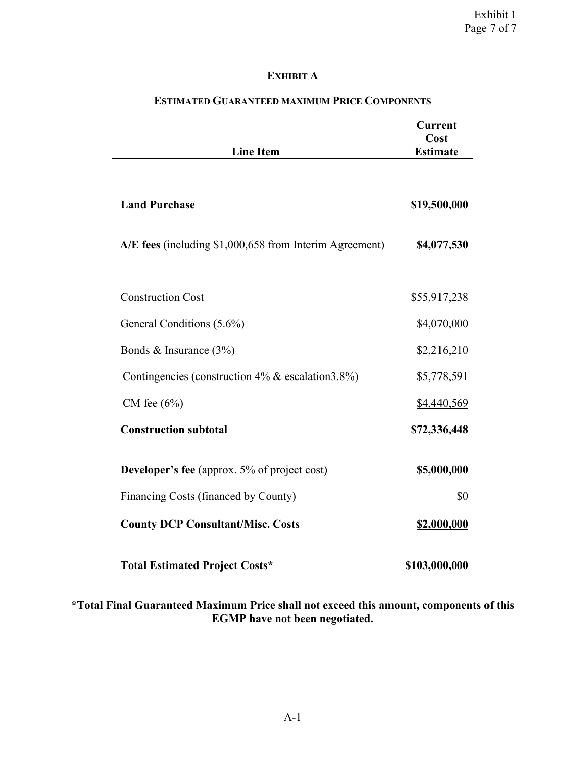## EXHIBIT A

### ESTIMATED GUARANTEED MAXIMUM PRICE COMPONENTS

| Line Item | Current Cost Estimate |
|---|---|
| **Land Purchase** | **$19,500,000** |
| **A/E fees** (including $1,000,658 from Interim Agreement) | **$4,077,530** |
| Construction Cost | $55,917,238 |
| General Conditions (5.6%) | $4,070,000 |
| Bonds & Insurance (3%) | $2,216,210 |
| Contingencies (construction 4% & escalation3.8%) | $5,778,591 |
| CM fee (6%) | $4,440,569 |
| **Construction subtotal** | **$72,336,448** |
| **Developer's fee** (approx. 5% of project cost) | **$5,000,000** |
| Financing Costs (financed by County) | $0 |
| **County DCP Consultant/Misc. Costs** | **$2,000,000** |
| **Total Estimated Project Costs*** | **$103,000,000** |

**\*Total Final Guaranteed Maximum Price shall not exceed this amount, components of this EGMP have not been negotiated.**

A-1